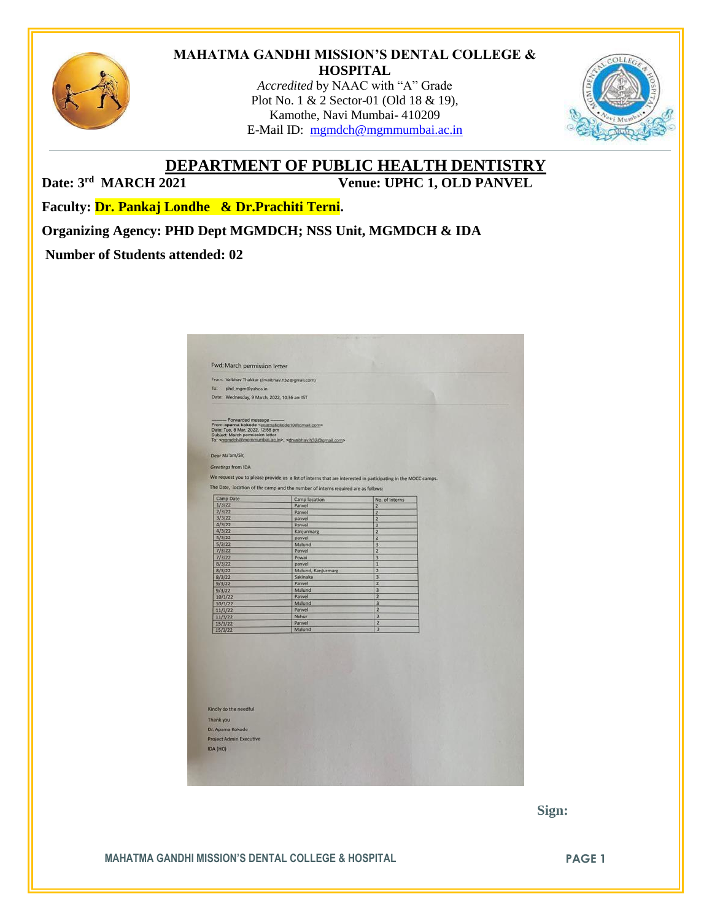# MAHATMA GANDHI MISSION'S DENTAL COLLEGE & HOSPITAL

*Accredited* by NAAC with "A" Grade
Plot No. 1 & 2 Sector-01 (Old 18 & 19),
Kamothe, Navi Mumbai- 410209
E-Mail ID: mgmdch@mgmmumbai.ac.in

## DEPARTMENT OF PUBLIC HEALTH DENTISTRY

**Date: 3rd MARCH 2021** **Venue: UPHC 1, OLD PANVEL**

**Faculty: Dr. Pankaj Londhe & Dr.Prachiti Terni.**

**Organizing Agency: PHD Dept MGMDCH; NSS Unit, MGMDCH & IDA**

**Number of Students attended: 02**

Fwd: March permission letter

From: Vaibhav Thakkar (drvaibhav.h32@gmail.com)
To: phd_mgm@yahoo.in
Date: Wednesday, 9 March, 2022, 10:36 am IST

---------- Forwarded message ---------
From: **aparna kokode** <aparnakokode10@gmail.com>
Date: Tue, 8 Mar, 2022, 12:58 pm
Subject: March permission letter
To: <mgmdch@mgmmumbai.ac.in>, <drvaibhav.h32@gmail.com>

Dear Ma'am/Sir,

*Greetings* from IDA

We request you to please provide us a list of interns that are interested in participating in the MOCC camps.

The Date, location of the camp and the number of interns required are as follows:

| Camp Date | Camp location | No. of interns |
|---|---|---|
| 1/3/22 | Panvel | 2 |
| 2/3/22 | Panvel | 2 |
| 3/3/22 | panvel | 2 |
| 4/3/22 | Panvel | 2 |
| 4/3/22 | Kanjurmarg | 2 |
| 5/3/22 | panvel | 2 |
| 5/3/22 | Mulund | 3 |
| 7/3/22 | Panvel | 2 |
| 7/3/22 | Powai | 3 |
| 8/3/22 | panvel | 1 |
| 8/3/22 | Mulund, Kanjurmarg | 3 |
| 8/3/22 | Sakinaka | 3 |
| 9/3/22 | Panvel | 2 |
| 9/3/22 | Mulund | 3 |
| 10/3/22 | Panvel | 2 |
| 10/3/22 | Mulund | 3 |
| 11/3/22 | Panvel | 2 |
| 11/3/22 | Nahur | 3 |
| 15/1/22 | Panvel | 2 |
| 15/1/22 | Mulund | 3 |

Kindly do the needful

Thank you

Dr. Aparna Kokode

Project Admin Executive

IDA (HO)

**Sign:**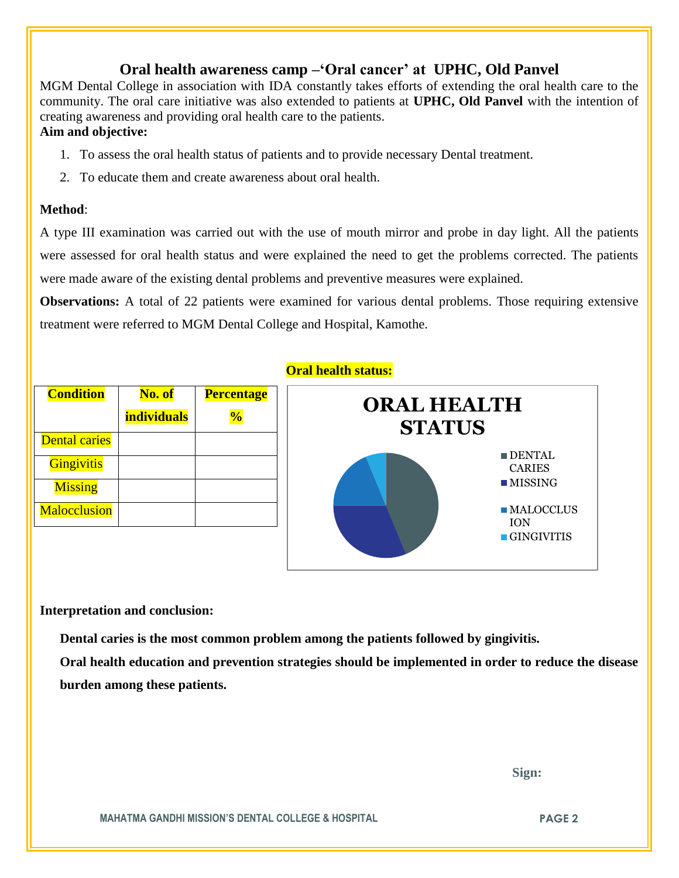# Oral health awareness camp –'Oral cancer' at UPHC, Old Panvel

MGM Dental College in association with IDA constantly takes efforts of extending the oral health care to the community. The oral care initiative was also extended to patients at **UPHC, Old Panvel** with the intention of creating awareness and providing oral health care to the patients.

**Aim and objective:**

1. To assess the oral health status of patients and to provide necessary Dental treatment.
2. To educate them and create awareness about oral health.

**Method**:

A type III examination was carried out with the use of mouth mirror and probe in day light. All the patients were assessed for oral health status and were explained the need to get the problems corrected. The patients were made aware of the existing dental problems and preventive measures were explained.

**Observations:** A total of 22 patients were examined for various dental problems. Those requiring extensive treatment were referred to MGM Dental College and Hospital, Kamothe.

**Oral health status:**

| Condition | No. of individuals | Percentage % |
|---|---|---|
| Dental caries | | |
| Gingivitis | | |
| Missing | | |
| Malocclusion | | |

ORAL HEALTH STATUS

- DENTAL CARIES
- MISSING
- MALOCCLUSION
- GINGIVITIS

**Interpretation and conclusion:**

**Dental caries is the most common problem among the patients followed by gingivitis.**

**Oral health education and prevention strategies should be implemented in order to reduce the disease burden among these patients.**

**Sign:**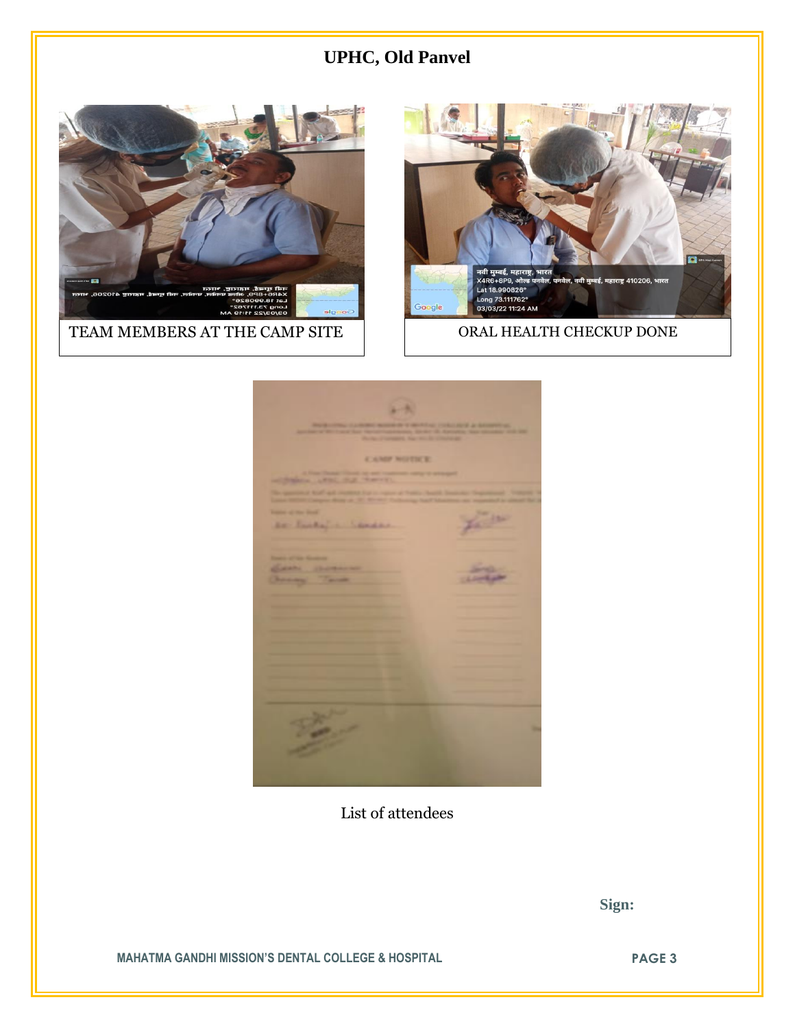# UPHC, Old Panvel

TEAM MEMBERS AT THE CAMP SITE

ORAL HEALTH CHECKUP DONE

List of attendees

**Sign:**

**MAHATMA GANDHI MISSION'S DENTAL COLLEGE & HOSPITAL**